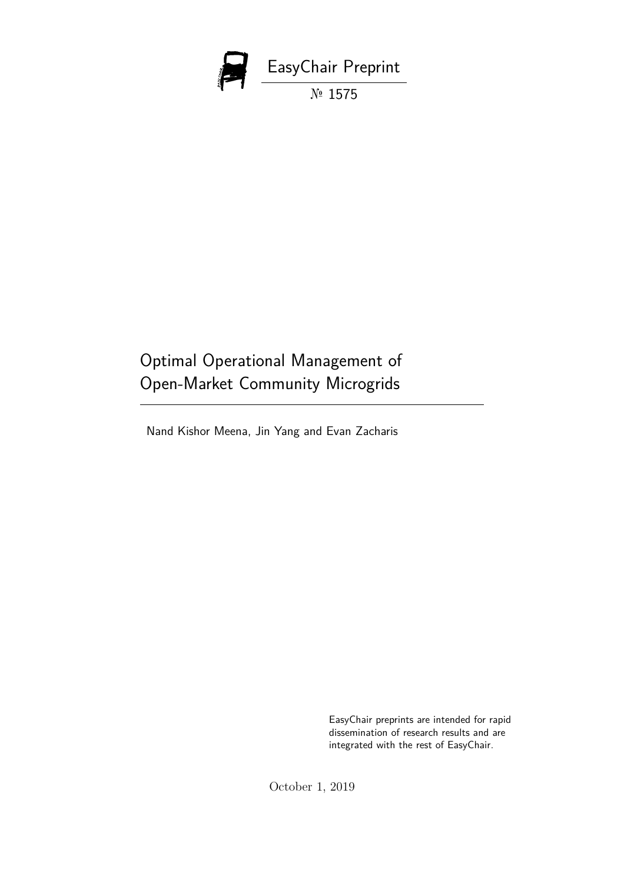EasyChair Preprint

№ 1575

# Optimal Operational Management of Open-Market Community Microgrids

Nand Kishor Meena, Jin Yang and Evan Zacharis

EasyChair preprints are intended for rapid dissemination of research results and are integrated with the rest of EasyChair.

October 1, 2019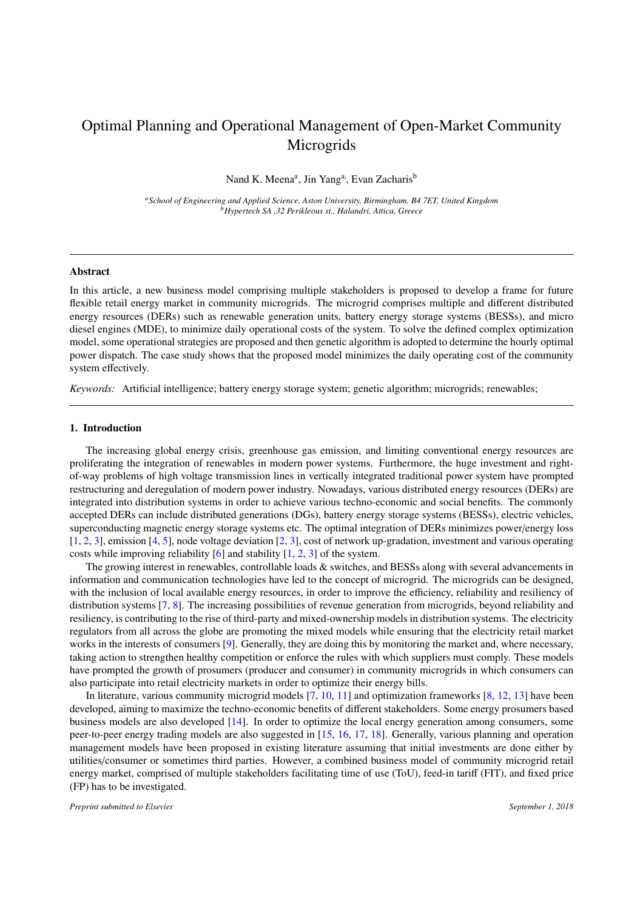# Optimal Planning and Operational Management of Open-Market Community Microgrids

Nand K. Meena[a], Jin Yang[a], Evan Zacharis[b]

[a] *School of Engineering and Applied Science, Aston University, Birmingham, B4 7ET, United Kingdom*
[b] *Hypertech SA ,32 Perikleous st., Halandri, Attica, Greece*

---

## Abstract

In this article, a new business model comprising multiple stakeholders is proposed to develop a frame for future flexible retail energy market in community microgrids. The microgrid comprises multiple and different distributed energy resources (DERs) such as renewable generation units, battery energy storage systems (BESSs), and micro diesel engines (MDE), to minimize daily operational costs of the system. To solve the defined complex optimization model, some operational strategies are proposed and then genetic algorithm is adopted to determine the hourly optimal power dispatch. The case study shows that the proposed model minimizes the daily operating cost of the community system effectively.

*Keywords:* Artificial intelligence; battery energy storage system; genetic algorithm; microgrids; renewables;

---

## 1. Introduction

The increasing global energy crisis, greenhouse gas emission, and limiting conventional energy resources are proliferating the integration of renewables in modern power systems. Furthermore, the huge investment and right-of-way problems of high voltage transmission lines in vertically integrated traditional power system have prompted restructuring and deregulation of modern power industry. Nowadays, various distributed energy resources (DERs) are integrated into distribution systems in order to achieve various techno-economic and social benefits. The commonly accepted DERs can include distributed generations (DGs), battery energy storage systems (BESSs), electric vehicles, superconducting magnetic energy storage systems etc. The optimal integration of DERs minimizes power/energy loss [1, 2, 3], emission [4, 5], node voltage deviation [2, 3], cost of network up-gradation, investment and various operating costs while improving reliability [6] and stability [1, 2, 3] of the system.

The growing interest in renewables, controllable loads & switches, and BESSs along with several advancements in information and communication technologies have led to the concept of microgrid. The microgrids can be designed, with the inclusion of local available energy resources, in order to improve the efficiency, reliability and resiliency of distribution systems [7, 8]. The increasing possibilities of revenue generation from microgrids, beyond reliability and resiliency, is contributing to the rise of third-party and mixed-ownership models in distribution systems. The electricity regulators from all across the globe are promoting the mixed models while ensuring that the electricity retail market works in the interests of consumers [9]. Generally, they are doing this by monitoring the market and, where necessary, taking action to strengthen healthy competition or enforce the rules with which suppliers must comply. These models have prompted the growth of prosumers (producer and consumer) in community microgrids in which consumers can also participate into retail electricity markets in order to optimize their energy bills.

In literature, various community microgrid models [7, 10, 11] and optimization frameworks [8, 12, 13] have been developed, aiming to maximize the techno-economic benefits of different stakeholders. Some energy prosumers based business models are also developed [14]. In order to optimize the local energy generation among consumers, some peer-to-peer energy trading models are also suggested in [15, 16, 17, 18]. Generally, various planning and operation management models have been proposed in existing literature assuming that initial investments are done either by utilities/consumer or sometimes third parties. However, a combined business model of community microgrid retail energy market, comprised of multiple stakeholders facilitating time of use (ToU), feed-in tariff (FIT), and fixed price (FP) has to be investigated.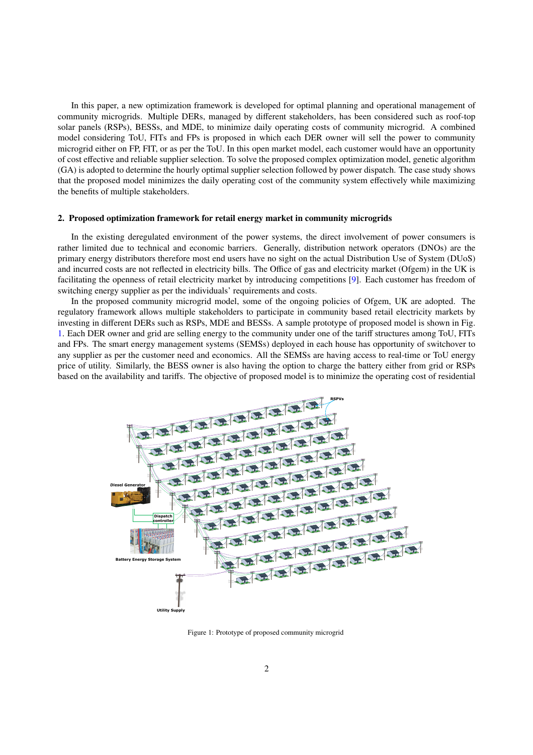In this paper, a new optimization framework is developed for optimal planning and operational management of community microgrids. Multiple DERs, managed by different stakeholders, has been considered such as roof-top solar panels (RSPs), BESSs, and MDE, to minimize daily operating costs of community microgrid. A combined model considering ToU, FITs and FPs is proposed in which each DER owner will sell the power to community microgrid either on FP, FIT, or as per the ToU. In this open market model, each customer would have an opportunity of cost effective and reliable supplier selection. To solve the proposed complex optimization model, genetic algorithm (GA) is adopted to determine the hourly optimal supplier selection followed by power dispatch. The case study shows that the proposed model minimizes the daily operating cost of the community system effectively while maximizing the benefits of multiple stakeholders.

## 2. Proposed optimization framework for retail energy market in community microgrids

In the existing deregulated environment of the power systems, the direct involvement of power consumers is rather limited due to technical and economic barriers. Generally, distribution network operators (DNOs) are the primary energy distributors therefore most end users have no sight on the actual Distribution Use of System (DUoS) and incurred costs are not reflected in electricity bills. The Office of gas and electricity market (Ofgem) in the UK is facilitating the openness of retail electricity market by introducing competitions [9]. Each customer has freedom of switching energy supplier as per the individuals' requirements and costs.

In the proposed community microgrid model, some of the ongoing policies of Ofgem, UK are adopted. The regulatory framework allows multiple stakeholders to participate in community based retail electricity markets by investing in different DERs such as RSPs, MDE and BESSs. A sample prototype of proposed model is shown in Fig. 1. Each DER owner and grid are selling energy to the community under one of the tariff structures among ToU, FITs and FPs. The smart energy management systems (SEMSs) deployed in each house has opportunity of switchover to any supplier as per the customer need and economics. All the SEMSs are having access to real-time or ToU energy price of utility. Similarly, the BESS owner is also having the option to charge the battery either from grid or RSPs based on the availability and tariffs. The objective of proposed model is to minimize the operating cost of residential

RSPVs

Diesel Generator

Dispatch controller

Battery Energy Storage System

Utility Supply

Figure 1: Prototype of proposed community microgrid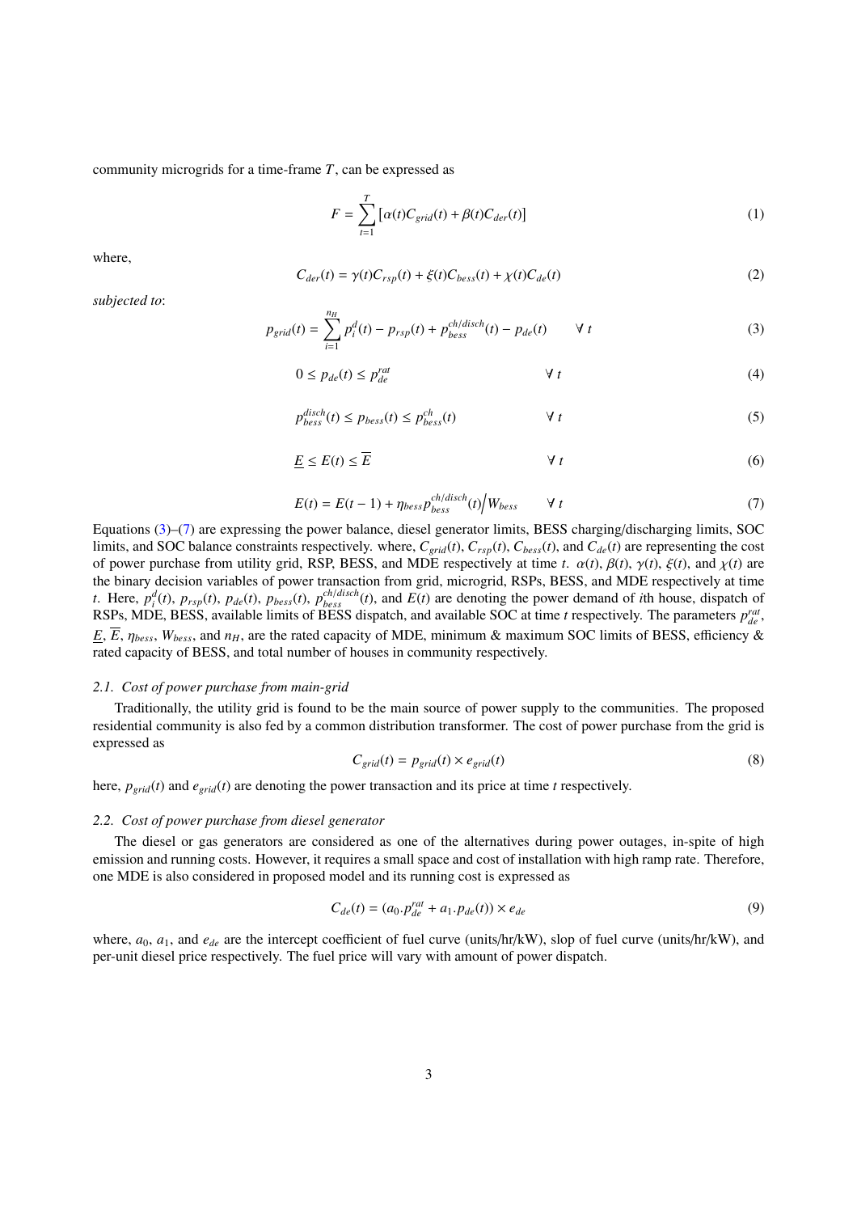community microgrids for a time-frame $T$, can be expressed as

$$F = \sum_{t=1}^{T} \left[ \alpha(t) C_{grid}(t) + \beta(t) C_{der}(t) \right] \tag{1}$$

where,

$$C_{der}(t) = \gamma(t) C_{rsp}(t) + \xi(t) C_{bess}(t) + \chi(t) C_{de}(t) \tag{2}$$

*subjected to*:

$$p_{grid}(t) = \sum_{i=1}^{n_H} p_i^d(t) - p_{rsp}(t) + p_{bess}^{ch/disch}(t) - p_{de}(t) \qquad \forall\ t \tag{3}$$

$$0 \leq p_{de}(t) \leq p_{de}^{rat} \qquad \forall\ t \tag{4}$$

$$p_{bess}^{disch}(t) \leq p_{bess}(t) \leq p_{bess}^{ch}(t) \qquad \forall\ t \tag{5}$$

$$\underline{E} \leq E(t) \leq \overline{E} \qquad \forall\ t \tag{6}$$

$$E(t) = E(t-1) + \eta_{bess} p_{bess}^{ch/disch}(t) \Big/ W_{bess} \qquad \forall\ t \tag{7}$$

Equations (3)–(7) are expressing the power balance, diesel generator limits, BESS charging/discharging limits, SOC limits, and SOC balance constraints respectively. where, $C_{grid}(t)$, $C_{rsp}(t)$, $C_{bess}(t)$, and $C_{de}(t)$ are representing the cost of power purchase from utility grid, RSP, BESS, and MDE respectively at time $t$. $\alpha(t)$, $\beta(t)$, $\gamma(t)$, $\xi(t)$, and $\chi(t)$ are the binary decision variables of power transaction from grid, microgrid, RSPs, BESS, and MDE respectively at time $t$. Here, $p_i^d(t)$, $p_{rsp}(t)$, $p_{de}(t)$, $p_{bess}(t)$, $p_{bess}^{ch/disch}(t)$, and $E(t)$ are denoting the power demand of $i$th house, dispatch of RSPs, MDE, BESS, available limits of BESS dispatch, and available SOC at time $t$ respectively. The parameters $p_{de}^{rat}$, $\underline{E}$, $\overline{E}$, $\eta_{bess}$, $W_{bess}$, and $n_H$, are the rated capacity of MDE, minimum & maximum SOC limits of BESS, efficiency & rated capacity of BESS, and total number of houses in community respectively.

### 2.1. Cost of power purchase from main-grid

Traditionally, the utility grid is found to be the main source of power supply to the communities. The proposed residential community is also fed by a common distribution transformer. The cost of power purchase from the grid is expressed as

$$C_{grid}(t) = p_{grid}(t) \times e_{grid}(t) \tag{8}$$

here, $p_{grid}(t)$ and $e_{grid}(t)$ are denoting the power transaction and its price at time $t$ respectively.

### 2.2. Cost of power purchase from diesel generator

The diesel or gas generators are considered as one of the alternatives during power outages, in-spite of high emission and running costs. However, it requires a small space and cost of installation with high ramp rate. Therefore, one MDE is also considered in proposed model and its running cost is expressed as

$$C_{de}(t) = (a_0.p_{de}^{rat} + a_1.p_{de}(t)) \times e_{de} \tag{9}$$

where, $a_0$, $a_1$, and $e_{de}$ are the intercept coefficient of fuel curve (units/hr/kW), slop of fuel curve (units/hr/kW), and per-unit diesel price respectively. The fuel price will vary with amount of power dispatch.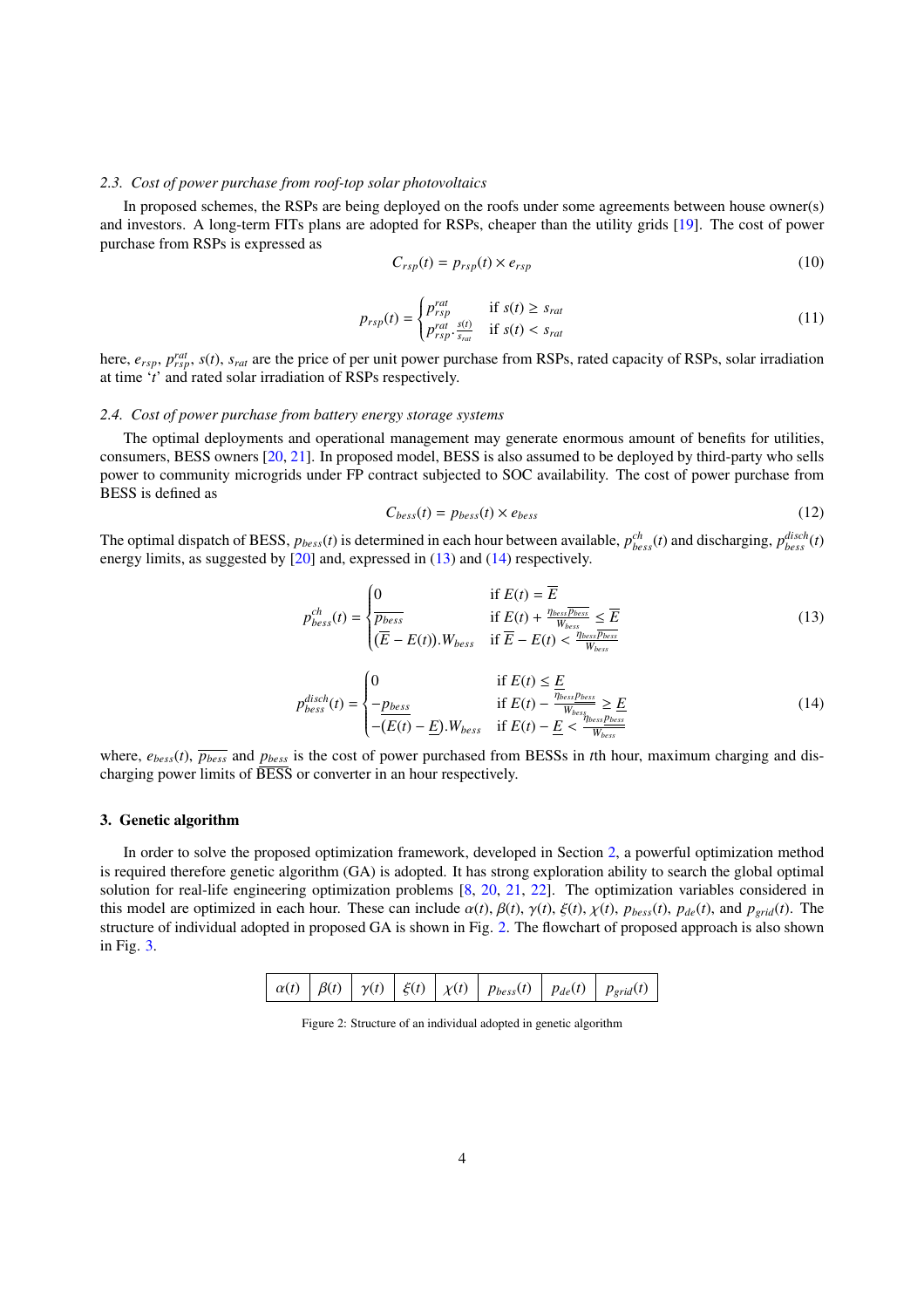### 2.3. Cost of power purchase from roof-top solar photovoltaics

In proposed schemes, the RSPs are being deployed on the roofs under some agreements between house owner(s) and investors. A long-term FITs plans are adopted for RSPs, cheaper than the utility grids [19]. The cost of power purchase from RSPs is expressed as

$$C_{rsp}(t) = p_{rsp}(t) \times e_{rsp} \tag{10}$$

$$p_{rsp}(t) = \begin{cases} p_{rsp}^{rat} & \text{if } s(t) \geq s_{rat} \\ p_{rsp}^{rat} . \frac{s(t)}{s_{rat}} & \text{if } s(t) < s_{rat} \end{cases} \tag{11}$$

here, $e_{rsp}$, $p_{rsp}^{rat}$, $s(t)$, $s_{rat}$ are the price of per unit power purchase from RSPs, rated capacity of RSPs, solar irradiation at time '$t$' and rated solar irradiation of RSPs respectively.

### 2.4. Cost of power purchase from battery energy storage systems

The optimal deployments and operational management may generate enormous amount of benefits for utilities, consumers, BESS owners [20, 21]. In proposed model, BESS is also assumed to be deployed by third-party who sells power to community microgrids under FP contract subjected to SOC availability. The cost of power purchase from BESS is defined as

$$C_{bess}(t) = p_{bess}(t) \times e_{bess} \tag{12}$$

The optimal dispatch of BESS, $p_{bess}(t)$ is determined in each hour between available, $p_{bess}^{ch}(t)$ and discharging, $p_{bess}^{disch}(t)$ energy limits, as suggested by [20] and, expressed in (13) and (14) respectively.

$$p_{bess}^{ch}(t) = \begin{cases} 0 & \text{if } E(t) = \overline{E} \\ \overline{p_{bess}} & \text{if } E(t) + \frac{\eta_{bess}\overline{p_{bess}}}{W_{bess}} \leq \overline{E} \\ (\overline{E} - E(t)).W_{bess} & \text{if } \overline{E} - E(t) < \frac{\eta_{bess}\overline{p_{bess}}}{W_{bess}} \end{cases} \tag{13}$$

$$p_{bess}^{disch}(t) = \begin{cases} 0 & \text{if } E(t) \leq \underline{E} \\ -\underline{p_{bess}} & \text{if } E(t) - \frac{\eta_{bess}\underline{p_{bess}}}{W_{bess}} \geq \underline{E} \\ -(E(t) - \underline{E}).W_{bess} & \text{if } E(t) - \underline{E} < \frac{\eta_{bess}\underline{p_{bess}}}{W_{bess}} \end{cases} \tag{14}$$

where, $e_{bess}(t)$, $\overline{p_{bess}}$ and $\underline{p_{bess}}$ is the cost of power purchased from BESSs in $t$th hour, maximum charging and discharging power limits of BESS or converter in an hour respectively.

## 3. Genetic algorithm

In order to solve the proposed optimization framework, developed in Section 2, a powerful optimization method is required therefore genetic algorithm (GA) is adopted. It has strong exploration ability to search the global optimal solution for real-life engineering optimization problems [8, 20, 21, 22]. The optimization variables considered in this model are optimized in each hour. These can include $\alpha(t)$, $\beta(t)$, $\gamma(t)$, $\xi(t)$, $\chi(t)$, $p_{bess}(t)$, $p_{de}(t)$, and $p_{grid}(t)$. The structure of individual adopted in proposed GA is shown in Fig. 2. The flowchart of proposed approach is also shown in Fig. 3.

| $\alpha(t)$ | $\beta(t)$ | $\gamma(t)$ | $\xi(t)$ | $\chi(t)$ | $p_{bess}(t)$ | $p_{de}(t)$ | $p_{grid}(t)$ |
|---|---|---|---|---|---|---|---|

Figure 2: Structure of an individual adopted in genetic algorithm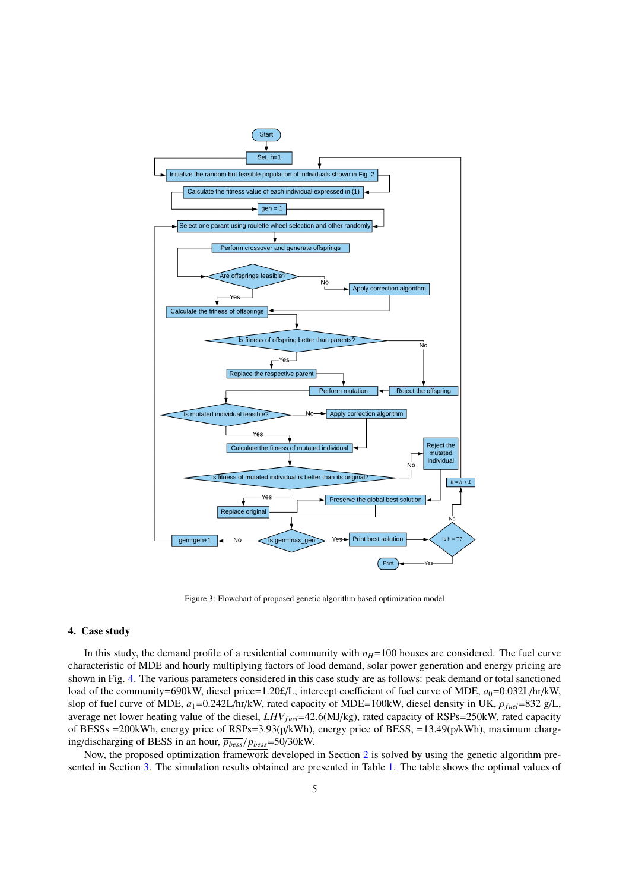Figure 3: Flowchart of proposed genetic algorithm based optimization model

## 4. Case study

In this study, the demand profile of a residential community with $n_H$=100 houses are considered. The fuel curve characteristic of MDE and hourly multiplying factors of load demand, solar power generation and energy pricing are shown in Fig. 4. The various parameters considered in this case study are as follows: peak demand or total sanctioned load of the community=690kW, diesel price=1.20£/L, intercept coefficient of fuel curve of MDE, $a_0$=0.032L/hr/kW, slop of fuel curve of MDE, $a_1$=0.242L/hr/kW, rated capacity of MDE=100kW, diesel density in UK, $\rho_{fuel}$=832 g/L, average net lower heating value of the diesel, $LHV_{fuel}$=42.6(MJ/kg), rated capacity of RSPs=250kW, rated capacity of BESSs =200kWh, energy price of RSPs=3.93(p/kWh), energy price of BESS, =13.49(p/kWh), maximum charging/discharging of BESS in an hour, $\overline{p_{bess}}/\underline{p_{bess}}$=50/30kW.

Now, the proposed optimization framework developed in Section 2 is solved by using the genetic algorithm presented in Section 3. The simulation results obtained are presented in Table 1. The table shows the optimal values of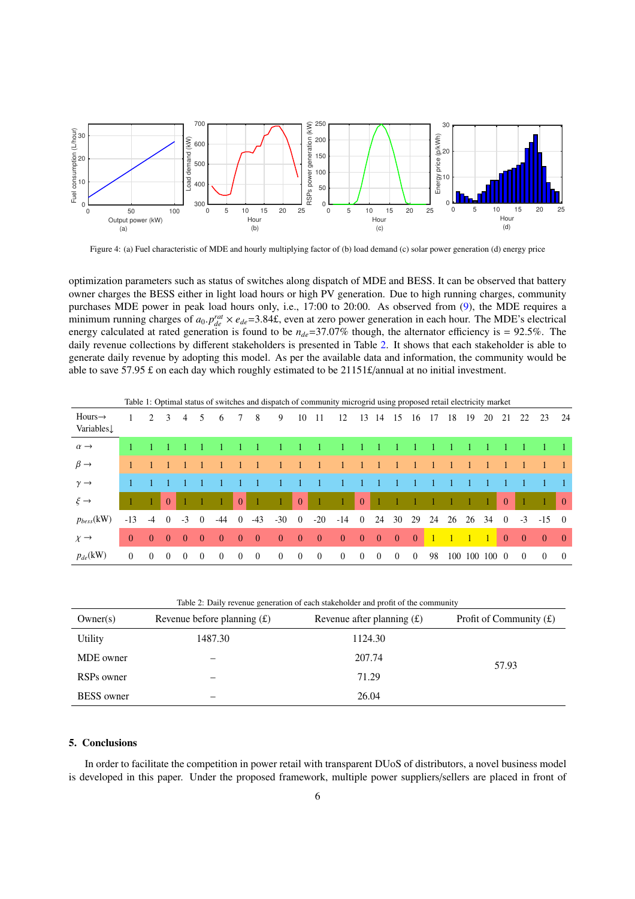Figure 4: (a) Fuel characteristic of MDE and hourly multiplying factor of (b) load demand (c) solar power generation (d) energy price

optimization parameters such as status of switches along dispatch of MDE and BESS. It can be observed that battery owner charges the BESS either in light load hours or high PV generation. Due to high running charges, community purchases MDE power in peak load hours only, i.e., 17:00 to 20:00. As observed from (9), the MDE requires a minimum running charges of $a_0.p_{de}^{rat} \times e_{de}$=3.84£, even at zero power generation in each hour. The MDE's electrical energy calculated at rated generation is found to be $n_{de}$=37.07% though, the alternator efficiency is = 92.5%. The daily revenue collections by different stakeholders is presented in Table 2. It shows that each stakeholder is able to generate daily revenue by adopting this model. As per the available data and information, the community would be able to save 57.95 £ on each day which roughly estimated to be 21151£/annual at no initial investment.

Table 1: Optimal status of switches and dispatch of community microgrid using proposed retail electricity market

| Hours→ Variables↓ | 1 | 2 | 3 | 4 | 5 | 6 | 7 | 8 | 9 | 10 | 11 | 12 | 13 | 14 | 15 | 16 | 17 | 18 | 19 | 20 | 21 | 22 | 23 | 24 |
|---|---|---|---|---|---|---|---|---|---|---|---|---|---|---|---|---|---|---|---|---|---|---|---|---|
| $\alpha \rightarrow$ | 1 | 1 | 1 | 1 | 1 | 1 | 1 | 1 | 1 | 1 | 1 | 1 | 1 | 1 | 1 | 1 | 1 | 1 | 1 | 1 | 1 | 1 | 1 | 1 |
| $\beta \rightarrow$ | 1 | 1 | 1 | 1 | 1 | 1 | 1 | 1 | 1 | 1 | 1 | 1 | 1 | 1 | 1 | 1 | 1 | 1 | 1 | 1 | 1 | 1 | 1 | 1 |
| $\gamma \rightarrow$ | 1 | 1 | 1 | 1 | 1 | 1 | 1 | 1 | 1 | 1 | 1 | 1 | 1 | 1 | 1 | 1 | 1 | 1 | 1 | 1 | 1 | 1 | 1 | 1 |
| $\xi \rightarrow$ | 1 | 1 | 0 | 1 | 1 | 1 | 0 | 1 | 1 | 0 | 1 | 1 | 0 | 1 | 1 | 1 | 1 | 1 | 1 | 1 | 0 | 1 | 1 | 0 |
| $p_{bess}$(kW) | -13 | -4 | 0 | -3 | 0 | -44 | 0 | -43 | -30 | 0 | -20 | -14 | 0 | 24 | 30 | 29 | 24 | 26 | 26 | 34 | 0 | -3 | -15 | 0 |
| $\chi \rightarrow$ | 0 | 0 | 0 | 0 | 0 | 0 | 0 | 0 | 0 | 0 | 0 | 0 | 0 | 0 | 0 | 0 | 1 | 1 | 1 | 1 | 0 | 0 | 0 | 0 |
| $p_{de}$(kW) | 0 | 0 | 0 | 0 | 0 | 0 | 0 | 0 | 0 | 0 | 0 | 0 | 0 | 0 | 0 | 0 | 98 | 100 | 100 | 100 | 0 | 0 | 0 | 0 |

Table 2: Daily revenue generation of each stakeholder and profit of the community

| Owner(s) | Revenue before planning (£) | Revenue after planning (£) | Profit of Community (£) |
|---|---|---|---|
| Utility | 1487.30 | 1124.30 | 57.93 |
| MDE owner | – | 207.74 | |
| RSPs owner | – | 71.29 | |
| BESS owner | – | 26.04 | |

## 5. Conclusions

In order to facilitate the competition in power retail with transparent DUoS of distributors, a novel business model is developed in this paper. Under the proposed framework, multiple power suppliers/sellers are placed in front of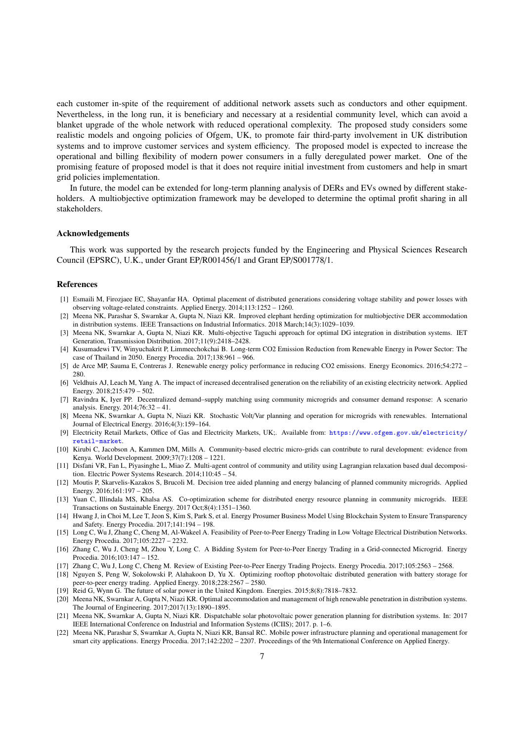each customer in-spite of the requirement of additional network assets such as conductors and other equipment. Nevertheless, in the long run, it is beneficiary and necessary at a residential community level, which can avoid a blanket upgrade of the whole network with reduced operational complexity. The proposed study considers some realistic models and ongoing policies of Ofgem, UK, to promote fair third-party involvement in UK distribution systems and to improve customer services and system efficiency. The proposed model is expected to increase the operational and billing flexibility of modern power consumers in a fully deregulated power market. One of the promising feature of proposed model is that it does not require initial investment from customers and help in smart grid policies implementation.

In future, the model can be extended for long-term planning analysis of DERs and EVs owned by different stakeholders. A multiobjective optimization framework may be developed to determine the optimal profit sharing in all stakeholders.

## Acknowledgements

This work was supported by the research projects funded by the Engineering and Physical Sciences Research Council (EPSRC), U.K., under Grant EP/R001456/1 and Grant EP/S001778/1.

## References

[1] Esmaili M, Firozjaee EC, Shayanfar HA. Optimal placement of distributed generations considering voltage stability and power losses with observing voltage-related constraints. Applied Energy. 2014;113:1252 – 1260.

[2] Meena NK, Parashar S, Swarnkar A, Gupta N, Niazi KR. Improved elephant herding optimization for multiobjective DER accommodation in distribution systems. IEEE Transactions on Industrial Informatics. 2018 March;14(3):1029–1039.

[3] Meena NK, Swarnkar A, Gupta N, Niazi KR. Multi-objective Taguchi approach for optimal DG integration in distribution systems. IET Generation, Transmission Distribution. 2017;11(9):2418–2428.

[4] Kusumadewi TV, Winyuchakrit P, Limmeechokchai B. Long-term CO2 Emission Reduction from Renewable Energy in Power Sector: The case of Thailand in 2050. Energy Procedia. 2017;138:961 – 966.

[5] de Arce MP, Sauma E, Contreras J. Renewable energy policy performance in reducing CO2 emissions. Energy Economics. 2016;54:272 – 280.

[6] Veldhuis AJ, Leach M, Yang A. The impact of increased decentralised generation on the reliability of an existing electricity network. Applied Energy. 2018;215:479 – 502.

[7] Ravindra K, Iyer PP. Decentralized demand–supply matching using community microgrids and consumer demand response: A scenario analysis. Energy. 2014;76:32 – 41.

[8] Meena NK, Swarnkar A, Gupta N, Niazi KR. Stochastic Volt/Var planning and operation for microgrids with renewables. International Journal of Electrical Energy. 2016;4(3):159–164.

[9] Electricity Retail Markets, Office of Gas and Electricity Markets, UK;. Available from: https://www.ofgem.gov.uk/electricity/retail-market.

[10] Kirubi C, Jacobson A, Kammen DM, Mills A. Community-based electric micro-grids can contribute to rural development: evidence from Kenya. World Development. 2009;37(7):1208 – 1221.

[11] Disfani VR, Fan L, Piyasinghe L, Miao Z. Multi-agent control of community and utility using Lagrangian relaxation based dual decomposition. Electric Power Systems Research. 2014;110:45 – 54.

[12] Moutis P, Skarvelis-Kazakos S, Brucoli M. Decision tree aided planning and energy balancing of planned community microgrids. Applied Energy. 2016;161:197 – 205.

[13] Yuan C, Illindala MS, Khalsa AS. Co-optimization scheme for distributed energy resource planning in community microgrids. IEEE Transactions on Sustainable Energy. 2017 Oct;8(4):1351–1360.

[14] Hwang J, in Choi M, Lee T, Jeon S, Kim S, Park S, et al. Energy Prosumer Business Model Using Blockchain System to Ensure Transparency and Safety. Energy Procedia. 2017;141:194 – 198.

[15] Long C, Wu J, Zhang C, Cheng M, Al-Wakeel A. Feasibility of Peer-to-Peer Energy Trading in Low Voltage Electrical Distribution Networks. Energy Procedia. 2017;105:2227 – 2232.

[16] Zhang C, Wu J, Cheng M, Zhou Y, Long C. A Bidding System for Peer-to-Peer Energy Trading in a Grid-connected Microgrid. Energy Procedia. 2016;103:147 – 152.

[17] Zhang C, Wu J, Long C, Cheng M. Review of Existing Peer-to-Peer Energy Trading Projects. Energy Procedia. 2017;105:2563 – 2568.

[18] Nguyen S, Peng W, Sokolowski P, Alahakoon D, Yu X. Optimizing rooftop photovoltaic distributed generation with battery storage for peer-to-peer energy trading. Applied Energy. 2018;228:2567 – 2580.

[19] Reid G, Wynn G. The future of solar power in the United Kingdom. Energies. 2015;8(8):7818–7832.

[20] Meena NK, Swarnkar A, Gupta N, Niazi KR. Optimal accommodation and management of high renewable penetration in distribution systems. The Journal of Engineering. 2017;2017(13):1890–1895.

[21] Meena NK, Swarnkar A, Gupta N, Niazi KR. Dispatchable solar photovoltaic power generation planning for distribution systems. In: 2017 IEEE International Conference on Industrial and Information Systems (ICIIS); 2017. p. 1–6.

[22] Meena NK, Parashar S, Swarnkar A, Gupta N, Niazi KR, Bansal RC. Mobile power infrastructure planning and operational management for smart city applications. Energy Procedia. 2017;142:2202 – 2207. Proceedings of the 9th International Conference on Applied Energy.